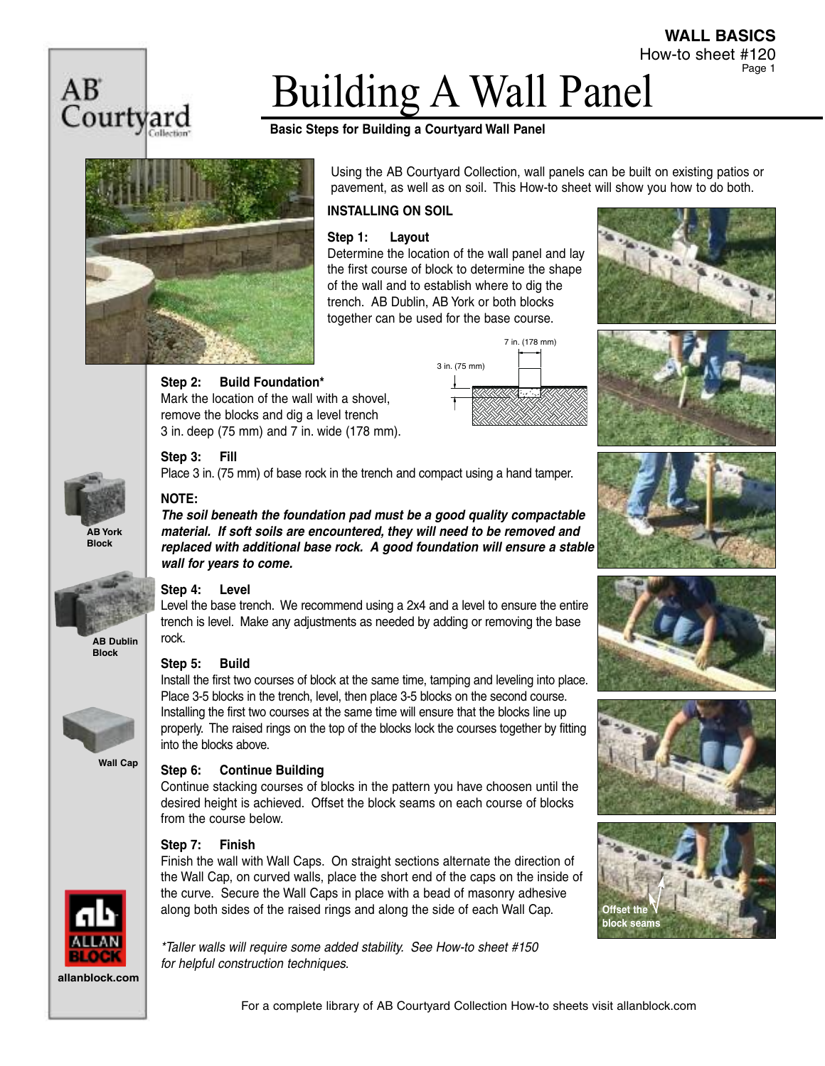# Building A Wall Panel

**WALL BASICS**
How-to sheet #120

**Basic Steps for Building a Courtyard Wall Panel**

Using the AB Courtyard Collection, wall panels can be built on existing patios or pavement, as well as on soil. This How-to sheet will show you how to do both.

## INSTALLING ON SOIL

### Step 1: Layout

Determine the location of the wall panel and lay the first course of block to determine the shape of the wall and to establish where to dig the trench. AB Dublin, AB York or both blocks together can be used for the base course.

7 in. (178 mm)

3 in. (75 mm)

### Step 2: Build Foundation*

Mark the location of the wall with a shovel, remove the blocks and dig a level trench 3 in. deep (75 mm) and 7 in. wide (178 mm).

### Step 3: Fill

Place 3 in. (75 mm) of base rock in the trench and compact using a hand tamper.

**NOTE:**

***The soil beneath the foundation pad must be a good quality compactable material. If soft soils are encountered, they will need to be removed and replaced with additional base rock. A good foundation will ensure a stable wall for years to come.***

### Step 4: Level

Level the base trench. We recommend using a 2x4 and a level to ensure the entire trench is level. Make any adjustments as needed by adding or removing the base rock.

### Step 5: Build

Install the first two courses of block at the same time, tamping and leveling into place. Place 3-5 blocks in the trench, level, then place 3-5 blocks on the second course. Installing the first two courses at the same time will ensure that the blocks line up properly. The raised rings on the top of the blocks lock the courses together by fitting into the blocks above.

### Step 6: Continue Building

Continue stacking courses of blocks in the pattern you have choosen until the desired height is achieved. Offset the block seams on each course of blocks from the course below.

### Step 7: Finish

Finish the wall with Wall Caps. On straight sections alternate the direction of the Wall Cap, on curved walls, place the short end of the caps on the inside of the curve. Secure the Wall Caps in place with a bead of masonry adhesive along both sides of the raised rings and along the side of each Wall Cap.

*Taller walls will require some added stability. See How-to sheet #150 for helpful construction techniques.*

AB York Block

AB Dublin Block

Wall Cap

Offset the block seams

allanblock.com

For a complete library of AB Courtyard Collection How-to sheets visit allanblock.com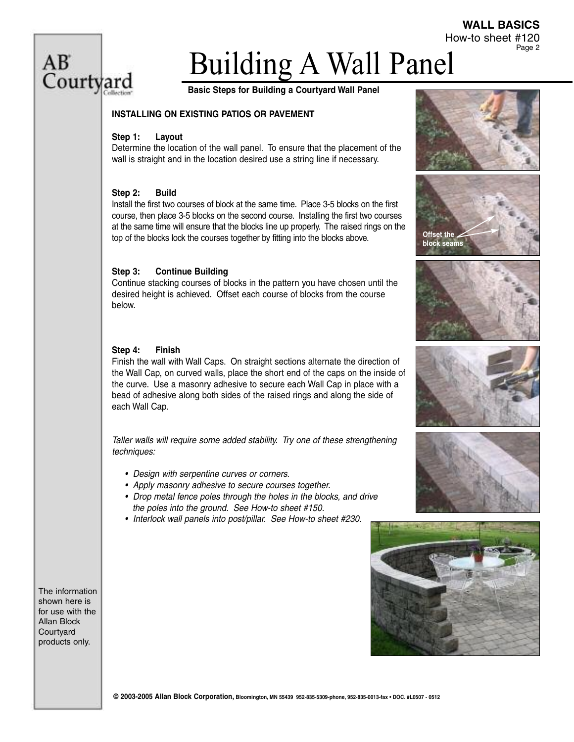# Building A Wall Panel

**Basic Steps for Building a Courtyard Wall Panel**

**INSTALLING ON EXISTING PATIOS OR PAVEMENT**

**Step 1: Layout**
Determine the location of the wall panel. To ensure that the placement of the wall is straight and in the location desired use a string line if necessary.

**Step 2: Build**
Install the first two courses of block at the same time. Place 3-5 blocks on the first course, then place 3-5 blocks on the second course. Installing the first two courses at the same time will ensure that the blocks line up properly. The raised rings on the top of the blocks lock the courses together by fitting into the blocks above.

Offset the block seams

**Step 3: Continue Building**
Continue stacking courses of blocks in the pattern you have chosen until the desired height is achieved. Offset each course of blocks from the course below.

**Step 4: Finish**
Finish the wall with Wall Caps. On straight sections alternate the direction of the Wall Cap, on curved walls, place the short end of the caps on the inside of the curve. Use a masonry adhesive to secure each Wall Cap in place with a bead of adhesive along both sides of the raised rings and along the side of each Wall Cap.

*Taller walls will require some added stability. Try one of these strengthening techniques:*

- *Design with serpentine curves or corners.*
- *Apply masonry adhesive to secure courses together.*
- *Drop metal fence poles through the holes in the blocks, and drive the poles into the ground. See How-to sheet #150.*
- *Interlock wall panels into post/pillar. See How-to sheet #230.*

The information shown here is for use with the Allan Block Courtyard products only.

© 2003-2005 Allan Block Corporation, Bloomington, MN 55439 952-835-5309-phone, 952-835-0013-fax • DOC. #L0507 - 0512